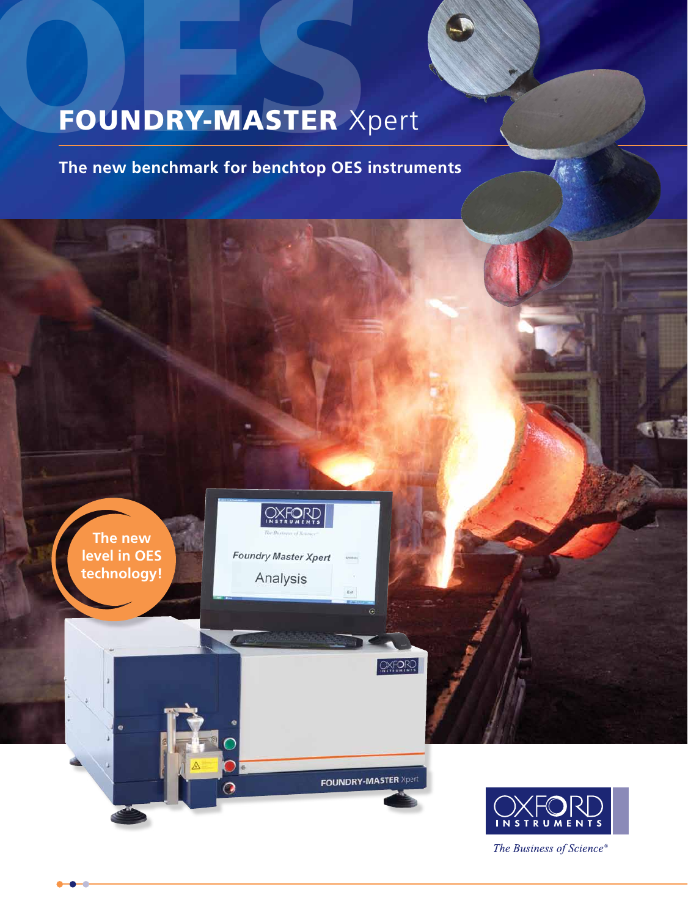# FOUNDRY-MASTER Xpert

## The new benchmark for benchtop OES instruments

The new level in OES technology!

OXFORD INSTRUMENTS

*The Business of Science®*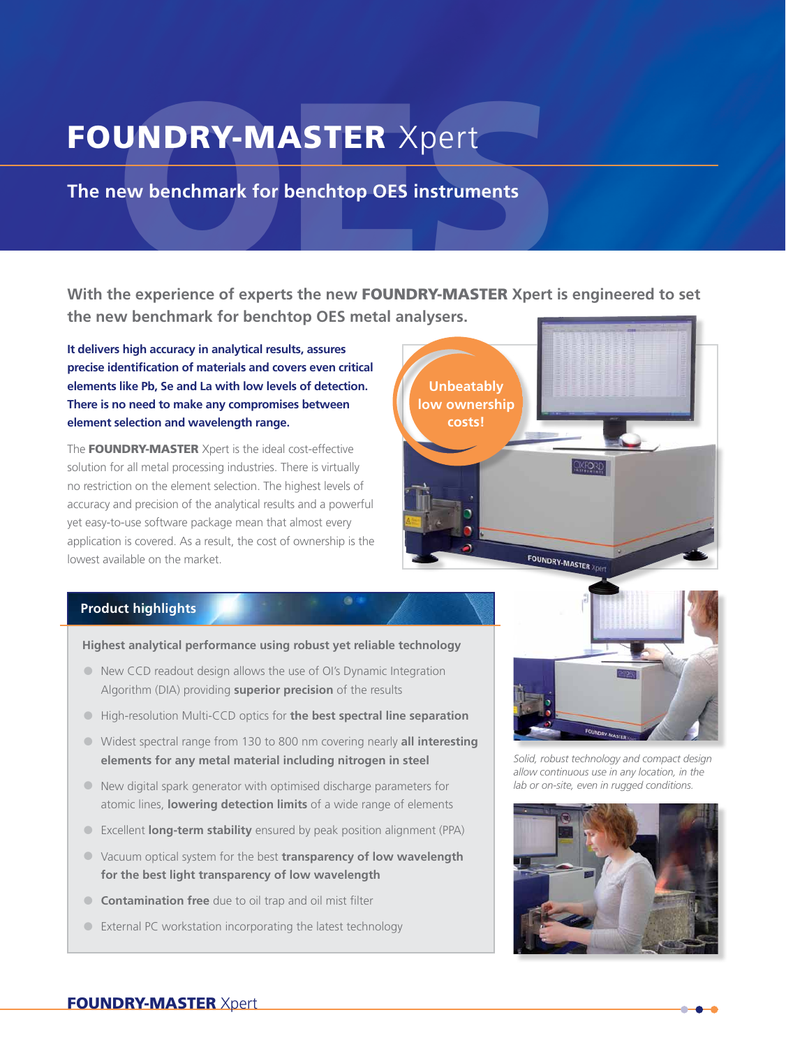# FOUNDRY-MASTER Xpert

## The new benchmark for benchtop OES instruments

**With the experience of experts the new FOUNDRY-MASTER Xpert is engineered to set the new benchmark for benchtop OES metal analysers.**

**It delivers high accuracy in analytical results, assures precise identification of materials and covers even critical elements like Pb, Se and La with low levels of detection. There is no need to make any compromises between element selection and wavelength range.**

The **FOUNDRY-MASTER** Xpert is the ideal cost-effective solution for all metal processing industries. There is virtually no restriction on the element selection. The highest levels of accuracy and precision of the analytical results and a powerful yet easy-to-use software package mean that almost every application is covered. As a result, the cost of ownership is the lowest available on the market.

**Unbeatably low ownership costs!**

### Product highlights

**Highest analytical performance using robust yet reliable technology**

- New CCD readout design allows the use of OI's Dynamic Integration Algorithm (DIA) providing **superior precision** of the results
- High-resolution Multi-CCD optics for **the best spectral line separation**
- Widest spectral range from 130 to 800 nm covering nearly **all interesting elements for any metal material including nitrogen in steel**
- New digital spark generator with optimised discharge parameters for atomic lines, **lowering detection limits** of a wide range of elements
- Excellent **long-term stability** ensured by peak position alignment (PPA)
- Vacuum optical system for the best **transparency of low wavelength for the best light transparency of low wavelength**
- **Contamination free** due to oil trap and oil mist filter
- External PC workstation incorporating the latest technology

*Solid, robust technology and compact design allow continuous use in any location, in the lab or on-site, even in rugged conditions.*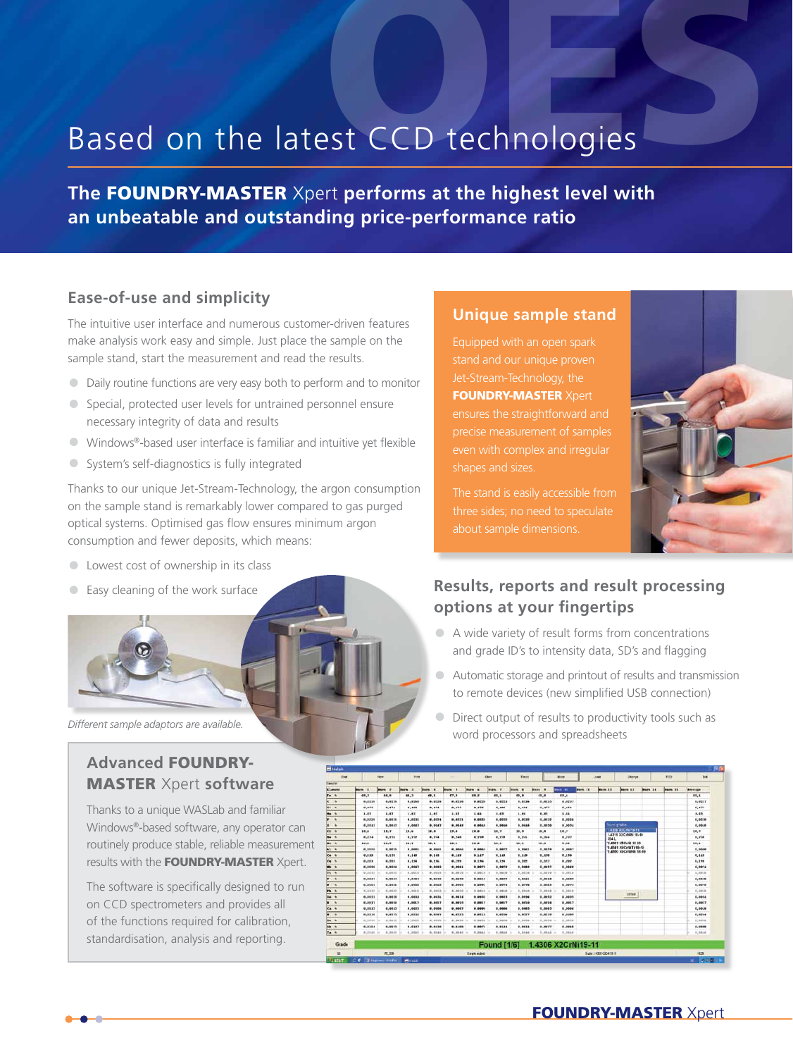# Based on the latest CCD technologies

## The **FOUNDRY-MASTER** Xpert performs at the highest level with an unbeatable and outstanding price-performance ratio

### Ease-of-use and simplicity

The intuitive user interface and numerous customer-driven features make analysis work easy and simple. Just place the sample on the sample stand, start the measurement and read the results.

- Daily routine functions are very easy both to perform and to monitor
- Special, protected user levels for untrained personnel ensure necessary integrity of data and results
- Windows®-based user interface is familiar and intuitive yet flexible
- System's self-diagnostics is fully integrated

Thanks to our unique Jet-Stream-Technology, the argon consumption on the sample stand is remarkably lower compared to gas purged optical systems. Optimised gas flow ensures minimum argon consumption and fewer deposits, which means:

- Lowest cost of ownership in its class
- Easy cleaning of the work surface

*Different sample adaptors are available.*

### Unique sample stand

Equipped with an open spark stand and our unique proven Jet-Stream-Technology, the **FOUNDRY-MASTER** Xpert ensures the straightforward and precise measurement of samples even with complex and irregular shapes and sizes.

The stand is easily accessible from three sides; no need to speculate about sample dimensions.

### Results, reports and result processing options at your fingertips

- A wide variety of result forms from concentrations and grade ID's to intensity data, SD's and flagging
- Automatic storage and printout of results and transmission to remote devices (new simplified USB connection)
- Direct output of results to productivity tools such as word processors and spreadsheets

### Advanced **FOUNDRY-MASTER** Xpert software

Thanks to a unique WASLab and familiar Windows®-based software, any operator can routinely produce stable, reliable measurement results with the **FOUNDRY-MASTER** Xpert.

The software is specifically designed to run on CCD spectrometers and provides all of the functions required for calibration, standardisation, analysis and reporting.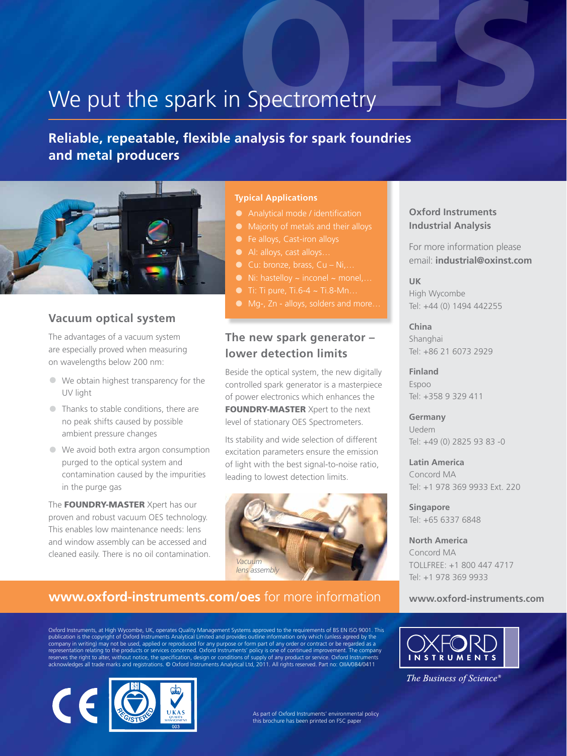# We put the spark in Spectrometry

## Reliable, repeatable, flexible analysis for spark foundries and metal producers

### Vacuum optical system

The advantages of a vacuum system are especially proved when measuring on wavelengths below 200 nm:

- We obtain highest transparency for the UV light
- Thanks to stable conditions, there are no peak shifts caused by possible ambient pressure changes
- We avoid both extra argon consumption purged to the optical system and contamination caused by the impurities in the purge gas

The **FOUNDRY-MASTER** Xpert has our proven and robust vacuum OES technology. This enables low maintenance needs: lens and window assembly can be accessed and cleaned easily. There is no oil contamination.

**Typical Applications**

- Analytical mode / identification
- Majority of metals and their alloys
- Fe alloys, Cast-iron alloys
- Al: alloys, cast alloys…
- Cu: bronze, brass, Cu – Ni,…
- Ni: hastelloy ~ inconel ~ monel,…
- Ti: Ti pure, Ti.6-4 ~ Ti.8-Mn…
- Mg-, Zn - alloys, solders and more…

### The new spark generator – lower detection limits

Beside the optical system, the new digitally controlled spark generator is a masterpiece of power electronics which enhances the **FOUNDRY-MASTER** Xpert to the next level of stationary OES Spectrometers.

Its stability and wide selection of different excitation parameters ensure the emission of light with the best signal-to-noise ratio, leading to lowest detection limits.

*Vacuum lens assembly*

**Oxford Instruments Industrial Analysis**

For more information please email: **industrial@oxinst.com**

**UK**
High Wycombe
Tel: +44 (0) 1494 442255

**China**
Shanghai
Tel: +86 21 6073 2929

**Finland**
Espoo
Tel: +358 9 329 411

**Germany**
Uedem
Tel: +49 (0) 2825 93 83 -0

**Latin America**
Concord MA
Tel: +1 978 369 9933 Ext. 220

**Singapore**
Tel: +65 6337 6848

**North America**
Concord MA
TOLLFREE: +1 800 447 4717
Tel: +1 978 369 9933

**www.oxford-instruments.com/oes** for more information

**www.oxford-instruments.com**

Oxford Instruments, at High Wycombe, UK, operates Quality Management Systems approved to the requirements of BS EN ISO 9001. This publication is the copyright of Oxford Instruments Analytical Limited and provides outline information only which (unless agreed by the company in writing) may not be used, applied or reproduced for any purpose or form part of any order or contract or be regarded as a representation relating to the products or services concerned. Oxford Instruments' policy is one of continued improvement. The company reserves the right to alter, without notice, the specification, design or conditions of supply of any product or service. Oxford Instruments acknowledges all trade marks and registrations. © Oxford Instruments Analytical Ltd, 2011. All rights reserved. Part no: OIIA/084/0411

OXFORD INSTRUMENTS

*The Business of Science®*

As part of Oxford Instruments' environmental policy this brochure has been printed on FSC paper